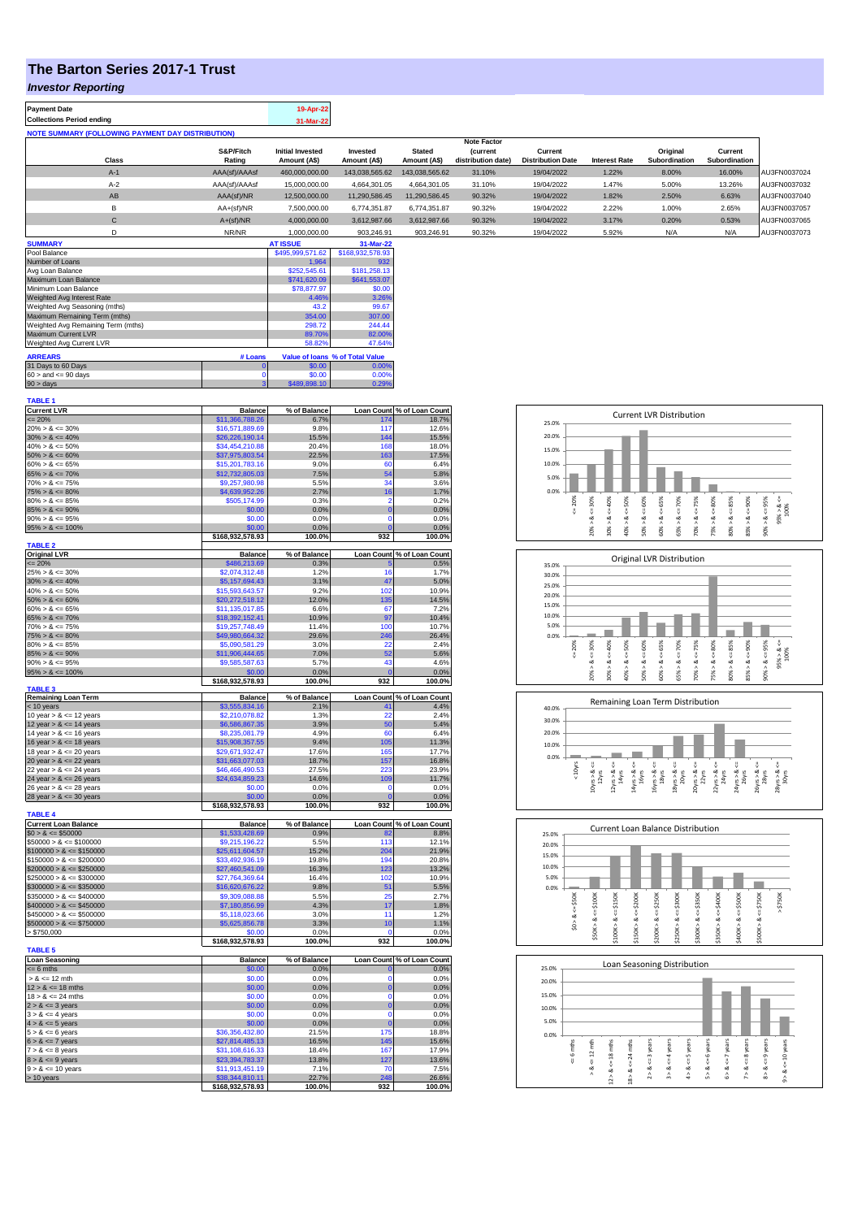# The Barton Series 2017-1 Trust

## *Investor Reporting*

| | |
|---|---|
| **Payment Date** | 19-Apr-22 |
| **Collections Period ending** | 31-Mar-22 |

**NOTE SUMMARY (FOLLOWING PAYMENT DAY DISTRIBUTION)**

| Class | S&P/Fitch Rating | Initial Invested Amount (A$) | Invested Amount (A$) | Stated Amount (A$) | Note Factor (current distribution date) | Current Distribution Date | Interest Rate | Original Subordination | Current Subordination | |
|---|---|---|---|---|---|---|---|---|---|---|
| A-1 | AAA(sf)/AAAsf | 460,000,000.00 | 143,038,565.62 | 143,038,565.62 | 31.10% | 19/04/2022 | 1.22% | 8.00% | 16.00% | AU3FN0037024 |
| A-2 | AAA(sf)/AAAsf | 15,000,000.00 | 4,664,301.05 | 4,664,301.05 | 31.10% | 19/04/2022 | 1.47% | 5.00% | 13.26% | AU3FN0037032 |
| AB | AAA(sf)/NR | 12,500,000.00 | 11,290,586.45 | 11,290,586.45 | 90.32% | 19/04/2022 | 1.82% | 2.50% | 6.63% | AU3FN0037040 |
| B | AA+(sf)/NR | 7,500,000.00 | 6,774,351.87 | 6,774,351.87 | 90.32% | 19/04/2022 | 2.22% | 1.00% | 2.65% | AU3FN0037057 |
| C | A+(sf)/NR | 4,000,000.00 | 3,612,987.66 | 3,612,987.66 | 90.32% | 19/04/2022 | 3.17% | 0.20% | 0.53% | AU3FN0037065 |
| D | NR/NR | 1,000,000.00 | 903,246.91 | 903,246.91 | 90.32% | 19/04/2022 | 5.92% | N/A | N/A | AU3FN0037073 |

| SUMMARY | AT ISSUE | 31-Mar-22 |
|---|---|---|
| Pool Balance | $495,999,571.62 | $168,932,578.93 |
| Number of Loans | 1,964 | 932 |
| Avg Loan Balance | $252,545.61 | $181,258.13 |
| Maximum Loan Balance | $741,620.09 | $641,553.07 |
| Minimum Loan Balance | $78,877.97 | $0.00 |
| Weighted Avg Interest Rate | 4.46% | 3.26% |
| Weighted Avg Seasoning (mths) | 43.2 | 99.67 |
| Maximum Remaining Term (mths) | 354.00 | 307.00 |
| Weighted Avg Remaining Term (mths) | 298.72 | 244.44 |
| Maximum Current LVR | 89.70% | 82.00% |
| Weighted Avg Current LVR | 58.82% | 47.64% |

| ARREARS | # Loans | Value of loans | % of Total Value |
|---|---|---|---|
| 31 Days to 60 Days | 0 | $0.00 | 0.00% |
| 60 > and <= 90 days | 0 | $0.00 | 0.00% |
| 90 > days | 3 | $489,898.10 | 0.29% |

**TABLE 1**

| Current LVR | Balance | % of Balance | Loan Count | % of Loan Count |
|---|---|---|---|---|
| <= 20% | $11,366,788.26 | 6.7% | 174 | 18.7% |
| 20% > & <= 30% | $16,571,889.69 | 9.8% | 117 | 12.6% |
| 30% > & <= 40% | $26,226,190.14 | 15.5% | 144 | 15.5% |
| 40% > & <= 50% | $34,454,210.88 | 20.4% | 168 | 18.0% |
| 50% > & <= 60% | $37,975,803.54 | 22.5% | 163 | 17.5% |
| 60% > & <= 65% | $15,201,783.16 | 9.0% | 60 | 6.4% |
| 65% > & <= 70% | $12,732,805.03 | 7.5% | 54 | 5.8% |
| 70% > & <= 75% | $9,257,980.98 | 5.5% | 34 | 3.6% |
| 75% > & <= 80% | $4,639,952.26 | 2.7% | 16 | 1.7% |
| 80% > & <= 85% | $505,174.99 | 0.3% | 2 | 0.2% |
| 85% > & <= 90% | $0.00 | 0.0% | 0 | 0.0% |
| 90% > & <= 95% | $0.00 | 0.0% | 0 | 0.0% |
| 95% > & <= 100% | $0.00 | 0.0% | 0 | 0.0% |
| | $168,932,578.93 | 100.0% | 932 | 100.0% |

**TABLE 2**

| Original LVR | Balance | % of Balance | Loan Count | % of Loan Count |
|---|---|---|---|---|
| <= 20% | $486,213.69 | 0.3% | 5 | 0.5% |
| 25% > & <= 30% | $2,074,312.48 | 1.2% | 16 | 1.7% |
| 30% > & <= 40% | $5,157,694.43 | 3.1% | 47 | 5.0% |
| 40% > & <= 50% | $15,593,643.57 | 9.2% | 102 | 10.9% |
| 50% > & <= 60% | $20,272,518.12 | 12.0% | 135 | 14.5% |
| 60% > & <= 65% | $11,135,017.85 | 6.6% | 67 | 7.2% |
| 65% > & <= 70% | $18,392,152.41 | 10.9% | 97 | 10.4% |
| 70% > & <= 75% | $19,257,748.49 | 11.4% | 100 | 10.7% |
| 75% > & <= 80% | $49,980,664.32 | 29.6% | 246 | 26.4% |
| 80% > & <= 85% | $5,090,581.29 | 3.0% | 22 | 2.4% |
| 85% > & <= 90% | $11,906,444.65 | 7.0% | 52 | 5.6% |
| 90% > & <= 95% | $9,585,587.63 | 5.7% | 43 | 4.6% |
| 95% > & <= 100% | $0.00 | 0.0% | 0 | 0.0% |
| | $168,932,578.93 | 100.0% | 932 | 100.0% |

**TABLE 3**

| Remaining Loan Term | Balance | % of Balance | Loan Count | % of Loan Count |
|---|---|---|---|---|
| < 10 years | $3,555,834.16 | 2.1% | 41 | 4.4% |
| 10 year > & <= 12 years | $2,210,078.82 | 1.3% | 22 | 2.4% |
| 12 year > & <= 14 years | $6,586,867.35 | 3.9% | 50 | 5.4% |
| 14 year > & <= 16 years | $8,235,081.79 | 4.9% | 60 | 6.4% |
| 16 year > & <= 18 years | $15,908,357.55 | 9.4% | 105 | 11.3% |
| 18 year > & <= 20 years | $29,671,932.47 | 17.6% | 165 | 17.7% |
| 20 year > & <= 22 years | $31,663,077.03 | 18.7% | 157 | 16.8% |
| 22 year > & <= 24 years | $46,466,490.53 | 27.5% | 223 | 23.9% |
| 24 year > & <= 26 years | $24,634,859.23 | 14.6% | 109 | 11.7% |
| 26 year > & <= 28 years | $0.00 | 0.0% | 0 | 0.0% |
| 28 year > & <= 30 years | $0.00 | 0.0% | 0 | 0.0% |
| | $168,932,578.93 | 100.0% | 932 | 100.0% |

**TABLE 4**

| Current Loan Balance | Balance | % of Balance | Loan Count | % of Loan Count |
|---|---|---|---|---|
| $0 > & <= $50000 | $1,533,428.69 | 0.9% | 82 | 8.8% |
| $50000 > & <= $100000 | $9,215,196.22 | 5.5% | 113 | 12.1% |
| $100000 > & <= $150000 | $25,611,604.57 | 15.2% | 204 | 21.9% |
| $150000 > & <= $200000 | $33,492,936.19 | 19.8% | 194 | 20.8% |
| $200000 > & <= $250000 | $27,460,541.09 | 16.3% | 123 | 13.2% |
| $250000 > & <= $300000 | $27,764,369.64 | 16.4% | 102 | 10.9% |
| $300000 > & <= $350000 | $16,620,676.22 | 9.8% | 51 | 5.5% |
| $350000 > & <= $400000 | $9,309,088.88 | 5.5% | 25 | 2.7% |
| $400000 > & <= $450000 | $7,180,856.99 | 4.3% | 17 | 1.8% |
| $450000 > & <= $500000 | $5,118,023.66 | 3.0% | 11 | 1.2% |
| $500000 > & <= $750000 | $5,625,856.78 | 3.3% | 10 | 1.1% |
| > $750,000 | $0.00 | 0.0% | 0 | 0.0% |
| | $168,932,578.93 | 100.0% | 932 | 100.0% |

**TABLE 5**

| Loan Seasoning | Balance | % of Balance | Loan Count | % of Loan Count |
|---|---|---|---|---|
| <= 6 mths | $0.00 | 0.0% | 0 | 0.0% |
| > & <= 12 mth | $0.00 | 0.0% | 0 | 0.0% |
| 12 > & <= 18 mths | $0.00 | 0.0% | 0 | 0.0% |
| 18 > & <= 24 mths | $0.00 | 0.0% | 0 | 0.0% |
| 2 > & <= 3 years | $0.00 | 0.0% | 0 | 0.0% |
| 3 > & <= 4 years | $0.00 | 0.0% | 0 | 0.0% |
| 4 > & <= 5 years | $0.00 | 0.0% | 0 | 0.0% |
| 5 > & <= 6 years | $36,356,432.80 | 21.5% | 175 | 18.8% |
| 6 > & <= 7 years | $27,814,485.13 | 16.5% | 145 | 15.6% |
| 7 > & <= 8 years | $31,108,616.33 | 18.4% | 167 | 17.9% |
| 8 > & <= 9 years | $23,394,783.37 | 13.8% | 127 | 13.6% |
| 9 > & <= 10 years | $11,913,451.19 | 7.1% | 70 | 7.5% |
| > 10 years | $38,344,810.11 | 22.7% | 248 | 26.6% |
| | $168,932,578.93 | 100.0% | 932 | 100.0% |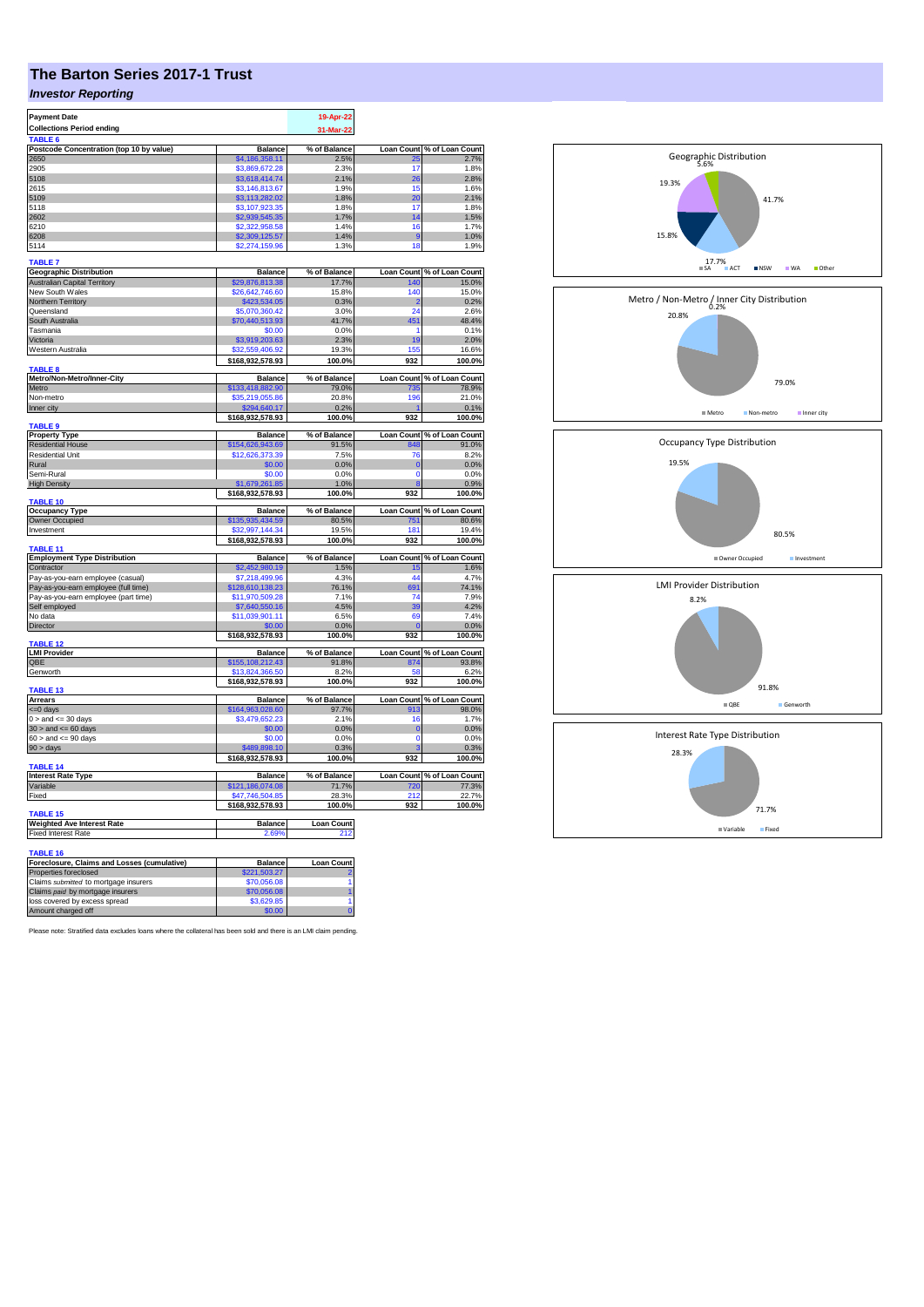# The Barton Series 2017-1 Trust

## *Investor Reporting*

| Payment Date | | 19-Apr-22 |
|---|---|---|
| Collections Period ending | | 31-Mar-22 |

**TABLE 6**

| Postcode Concentration (top 10 by value) | Balance | % of Balance | Loan Count | % of Loan Count |
|---|---|---|---|---|
| 2650 | $4,186,358.11 | 2.5% | 25 | 2.7% |
| 2905 | $3,869,672.28 | 2.3% | 17 | 1.8% |
| 5108 | $3,618,414.74 | 2.1% | 26 | 2.8% |
| 2615 | $3,146,813.67 | 1.9% | 15 | 1.6% |
| 5109 | $3,113,282.02 | 1.8% | 20 | 2.1% |
| 5118 | $3,107,923.35 | 1.8% | 17 | 1.8% |
| 2602 | $2,939,545.35 | 1.7% | 14 | 1.5% |
| 6210 | $2,322,958.58 | 1.4% | 16 | 1.7% |
| 6208 | $2,309,125.57 | 1.4% | 9 | 1.0% |
| 5114 | $2,274,159.96 | 1.3% | 18 | 1.9% |

**TABLE 7**

| Geographic Distribution | Balance | % of Balance | Loan Count | % of Loan Count |
|---|---|---|---|---|
| Australian Capital Territory | $29,876,813.38 | 17.7% | 140 | 15.0% |
| New South Wales | $26,642,746.60 | 15.8% | 140 | 15.0% |
| Northern Territory | $423,534.05 | 0.3% | 2 | 0.2% |
| Queensland | $5,070,360.42 | 3.0% | 24 | 2.6% |
| South Australia | $70,440,513.93 | 41.7% | 451 | 48.4% |
| Tasmania | $0.00 | 0.0% | 1 | 0.1% |
| Victoria | $3,919,203.63 | 2.3% | 19 | 2.0% |
| Western Australia | $32,559,406.92 | 19.3% | 155 | 16.6% |
| | $168,932,578.93 | 100.0% | 932 | 100.0% |

**TABLE 8**

| Metro/Non-Metro/Inner-City | Balance | % of Balance | Loan Count | % of Loan Count |
|---|---|---|---|---|
| Metro | $133,418,882.90 | 79.0% | 735 | 78.9% |
| Non-metro | $35,219,055.86 | 20.8% | 196 | 21.0% |
| Inner city | $294,640.17 | 0.2% | 1 | 0.1% |
| | $168,932,578.93 | 100.0% | 932 | 100.0% |

**TABLE 9**

| Property Type | Balance | % of Balance | Loan Count | % of Loan Count |
|---|---|---|---|---|
| Residential House | $154,626,943.69 | 91.5% | 848 | 91.0% |
| Residential Unit | $12,626,373.39 | 7.5% | 76 | 8.2% |
| Rural | $0.00 | 0.0% | 0 | 0.0% |
| Semi-Rural | $0.00 | 0.0% | 0 | 0.0% |
| High Density | $1,679,261.85 | 1.0% | 8 | 0.9% |
| | $168,932,578.93 | 100.0% | 932 | 100.0% |

**TABLE 10**

| Occupancy Type | Balance | % of Balance | Loan Count | % of Loan Count |
|---|---|---|---|---|
| Owner Occupied | $135,935,434.59 | 80.5% | 751 | 80.6% |
| Investment | $32,997,144.34 | 19.5% | 181 | 19.4% |
| | $168,932,578.93 | 100.0% | 932 | 100.0% |

**TABLE 11**

| Employment Type Distribution | Balance | % of Balance | Loan Count | % of Loan Count |
|---|---|---|---|---|
| Contractor | $2,452,980.19 | 1.5% | 15 | 1.6% |
| Pay-as-you-earn employee (casual) | $7,218,499.96 | 4.3% | 44 | 4.7% |
| Pay-as-you-earn employee (full time) | $128,610,138.23 | 76.1% | 691 | 74.1% |
| Pay-as-you-earn employee (part time) | $11,970,509.28 | 7.1% | 74 | 7.9% |
| Self employed | $7,640,550.16 | 4.5% | 39 | 4.2% |
| No data | $11,039,901.11 | 6.5% | 69 | 7.4% |
| Director | $0.00 | 0.0% | 0 | 0.0% |
| | $168,932,578.93 | 100.0% | 932 | 100.0% |

**TABLE 12**

| LMI Provider | Balance | % of Balance | Loan Count | % of Loan Count |
|---|---|---|---|---|
| QBE | $155,108,212.43 | 91.8% | 874 | 93.8% |
| Genworth | $13,824,366.50 | 8.2% | 58 | 6.2% |
| | $168,932,578.93 | 100.0% | 932 | 100.0% |

**TABLE 13**

| Arrears | Balance | % of Balance | Loan Count | % of Loan Count |
|---|---|---|---|---|
| <=0 days | $164,963,028.60 | 97.7% | 913 | 98.0% |
| 0 > and <= 30 days | $3,479,652.23 | 2.1% | 16 | 1.7% |
| 30 > and <= 60 days | $0.00 | 0.0% | 0 | 0.0% |
| 60 > and <= 90 days | $0.00 | 0.0% | 0 | 0.0% |
| 90 > days | $489,898.10 | 0.3% | 3 | 0.3% |
| | $168,932,578.93 | 100.0% | 932 | 100.0% |

**TABLE 14**

| Interest Rate Type | Balance | % of Balance | Loan Count | % of Loan Count |
|---|---|---|---|---|
| Variable | $121,186,074.08 | 71.7% | 720 | 77.3% |
| Fixed | $47,746,504.85 | 28.3% | 212 | 22.7% |
| | $168,932,578.93 | 100.0% | 932 | 100.0% |

**TABLE 15**

| Weighted Ave Interest Rate | Balance | Loan Count |
|---|---|---|
| Fixed Interest Rate | 2.69% | 212 |

**TABLE 16**

| Foreclosure, Claims and Losses (cumulative) | Balance | Loan Count |
|---|---|---|
| Properties foreclosed | $221,503.27 | 2 |
| Claims *submitted* to mortgage insurers | $70,056.08 | 1 |
| Claims *paid* by mortgage insurers | $70,056.08 | 1 |
| loss covered by excess spread | $3,629.85 | 1 |
| Amount charged off | $0.00 | 0 |

Please note: Stratified data excludes loans where the collateral has been sold and there is an LMI claim pending.

**Geographic Distribution**: SA 41.7%, ACT 17.7%, NSW 15.8%, WA 19.3%, Other 5.6%

**Metro / Non-Metro / Inner City Distribution**: Metro 79.0%, Non-metro 20.8%, Inner city 0.2%

**Occupancy Type Distribution**: Owner Occupied 80.5%, Investment 19.5%

**LMI Provider Distribution**: QBE 91.8%, Genworth 8.2%

**Interest Rate Type Distribution**: Variable 71.7%, Fixed 28.3%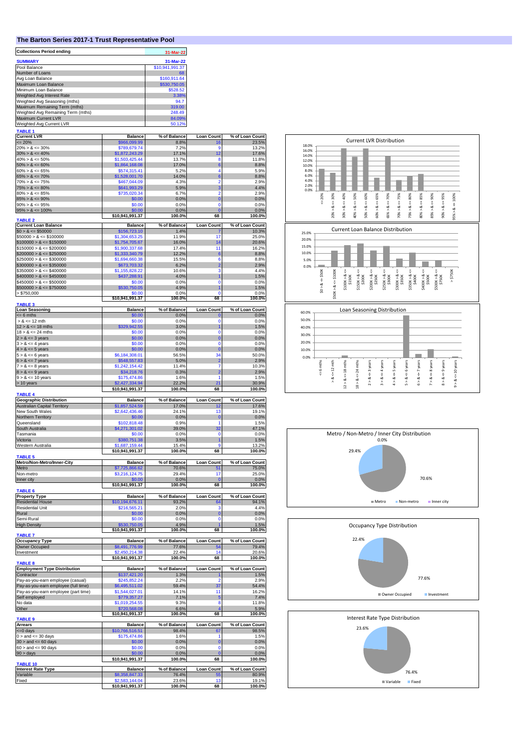# The Barton Series 2017-1 Trust Representative Pool

| Collections Period ending | 31-Mar-22 |
|---|---|

| SUMMARY | 31-Mar-22 |
|---|---|
| Pool Balance | $10,941,991.37 |
| Number of Loans | 68 |
| Avg Loan Balance | $160,911.64 |
| Maximum Loan Balance | $530,750.05 |
| Minimum Loan Balance | $528.52 |
| Weighted Avg Interest Rate | 3.38% |
| Weighted Avg Seasoning (mths) | 94.7 |
| Maximum Remaining Term (mths) | 319.00 |
| Weighted Avg Remaining Term (mths) | 248.49 |
| Maximum Current LVR | 84.09% |
| Weighted Avg Current LVR | 50.12% |

TABLE 1

| Current LVR | Balance | % of Balance | Loan Count | % of Loan Count |
|---|---|---|---|---|
| <= 20% | $966,099.99 | 8.8% | 16 | 23.5% |
| 20% > & <= 30% | $789,679.74 | 7.2% | 9 | 13.2% |
| 30% > & <= 40% | $1,872,243.29 | 17.1% | 12 | 17.6% |
| 40% > & <= 50% | $1,503,425.44 | 13.7% | 8 | 11.8% |
| 50% > & <= 60% | $1,864,168.08 | 17.0% | 6 | 8.8% |
| 60% > & <= 65% | $574,315.41 | 5.2% | 4 | 5.9% |
| 65% > & <= 70% | $1,528,001.70 | 14.0% | 6 | 8.8% |
| 70% > & <= 75% | $467,044.09 | 4.3% | 2 | 2.9% |
| 75% > & <= 80% | $641,993.29 | 5.9% | 3 | 4.4% |
| 80% > & <= 85% | $735,020.34 | 6.7% | 2 | 2.9% |
| 85% > & <= 90% | $0.00 | 0.0% | 0 | 0.0% |
| 90% > & <= 95% | $0.00 | 0.0% | 0 | 0.0% |
| 95% > & <= 100% | $0.00 | 0.0% | 0 | 0.0% |
| | $10,941,991.37 | 100.0% | 68 | 100.0% |

Current LVR Distribution

TABLE 2

| Current Loan Balance | Balance | % of Balance | Loan Count | % of Loan Count |
|---|---|---|---|---|
| $0 > & <= $50000 | $156,723.10 | 1.4% | 7 | 10.3% |
| $50000 > & <= $100000 | $1,304,653.25 | 11.9% | 17 | 25.0% |
| $100000 > & <= $150000 | $1,754,705.67 | 16.0% | 14 | 20.6% |
| $150000 > & <= $200000 | $1,900,337.68 | 17.4% | 11 | 16.2% |
| $200000 > & <= $250000 | $1,333,340.79 | 12.2% | 6 | 8.8% |
| $250000 > & <= $300000 | $1,694,660.38 | 15.5% | 6 | 8.8% |
| $300000 > & <= $350000 | $673,703.32 | 6.2% | 2 | 2.9% |
| $350000 > & <= $400000 | $1,155,828.22 | 10.6% | 3 | 4.4% |
| $400000 > & <= $450000 | $437,288.91 | 4.0% | 1 | 1.5% |
| $450000 > & <= $500000 | $0.00 | 0.0% | 0 | 0.0% |
| $500000 > & <= $750000 | $530,750.05 | 4.9% | 1 | 1.5% |
| > $750,000 | $0.00 | 0.0% | 0 | 0.0% |
| | $10,941,991.37 | 100.0% | 68 | 100.0% |

Current Loan Balance Distribution

TABLE 3

| Loan Seasoning | Balance | % of Balance | Loan Count | % of Loan Count |
|---|---|---|---|---|
| <= 6 mths | $0.00 | 0.0% | 0 | 0.0% |
| > & <= 12 mth | $0.00 | 0.0% | 0 | 0.0% |
| 12 > & <= 18 mths | $329,942.55 | 3.0% | 1 | 1.5% |
| 18 > & <= 24 mths | $0.00 | 0.0% | 0 | 0.0% |
| 2 > & <= 3 years | $0.00 | 0.0% | 0 | 0.0% |
| 3 > & <= 4 years | $0.00 | 0.0% | 0 | 0.0% |
| 4 > & <= 5 years | $0.00 | 0.0% | 0 | 0.0% |
| 5 > & <= 6 years | $6,184,308.01 | 56.5% | 34 | 50.0% |
| 6 > & <= 7 years | $548,557.83 | 5.0% | 2 | 2.9% |
| 7 > & <= 8 years | $1,242,154.42 | 11.4% | 7 | 10.3% |
| 8 > & <= 9 years | $34,218.76 | 0.3% | 2 | 2.9% |
| 9 > & <= 10 years | $175,474.86 | 1.6% | 1 | 1.5% |
| > 10 years | $2,427,334.94 | 22.2% | 21 | 30.9% |
| | $10,941,991.37 | 100.0% | 68 | 100.0% |

Loan Seasoning Distribution

TABLE 4

| Geographic Distribution | Balance | % of Balance | Loan Count | % of Loan Count |
|---|---|---|---|---|
| Australian Capital Territory | $1,857,524.59 | 17.0% | 12 | 17.6% |
| New South Wales | $2,642,436.46 | 24.1% | 13 | 19.1% |
| Northern Territory | $0.00 | 0.0% | 0 | 0.0% |
| Queensland | $102,818.48 | 0.9% | 1 | 1.5% |
| South Australia | $4,271,301.02 | 39.0% | 32 | 47.1% |
| Tasmania | $0.00 | 0.0% | 0 | 0.0% |
| Victoria | $380,751.38 | 3.5% | 1 | 1.5% |
| Western Australia | $1,687,159.44 | 15.4% | 9 | 13.2% |
| | $10,941,991.37 | 100.0% | 68 | 100.0% |

TABLE 5

| Metro/Non-Metro/Inner-City | Balance | % of Balance | Loan Count | % of Loan Count |
|---|---|---|---|---|
| Metro | $7,725,866.62 | 70.6% | 51 | 75.0% |
| Non-metro | $3,216,124.75 | 29.4% | 17 | 25.0% |
| Inner city | $0.00 | 0.0% | 0 | 0.0% |
| | $10,941,991.37 | 100.0% | 68 | 100.0% |

Metro / Non-Metro / Inner City Distribution

0.0%
29.4%
70.6%
Metro Non-metro Inner city

TABLE 6

| Property Type | Balance | % of Balance | Loan Count | % of Loan Count |
|---|---|---|---|---|
| Residential House | $10,194,676.11 | 93.2% | 64 | 94.1% |
| Residential Unit | $216,565.21 | 2.0% | 3 | 4.4% |
| Rural | $0.00 | 0.0% | 0 | 0.0% |
| Semi-Rural | $0.00 | 0.0% | 0 | 0.0% |
| High Density | $530,750.05 | 4.9% | 1 | 1.5% |
| | $10,941,991.37 | 100.0% | 68 | 100.0% |

TABLE 7

| Occupancy Type | Balance | % of Balance | Loan Count | % of Loan Count |
|---|---|---|---|---|
| Owner Occupied | $8,491,776.99 | 77.6% | 54 | 79.4% |
| Investment | $2,450,214.38 | 22.4% | 14 | 20.6% |
| | $10,941,991.37 | 100.0% | 68 | 100.0% |

Occupancy Type Distribution

22.4%
77.6%
Owner Occupied Investment

TABLE 8

| Employment Type Distribution | Balance | % of Balance | Loan Count | % of Loan Count |
|---|---|---|---|---|
| Contractor | $137,421.20 | 1.3% | 1 | 1.5% |
| Pay-as-you-earn employee (casual) | $245,852.24 | 2.2% | 2 | 2.9% |
| Pay-as-you-earn employee (full time) | $6,495,511.02 | 59.4% | 37 | 54.4% |
| Pay-as-you-earn employee (part time) | $1,544,027.01 | 14.1% | 11 | 16.2% |
| Self employed | $779,357.27 | 7.1% | 5 | 7.4% |
| No data | $1,019,254.55 | 9.3% | 8 | 11.8% |
| Other | $720,568.08 | 6.6% | 4 | 5.9% |
| | $10,941,991.37 | 100.0% | 68 | 100.0% |

TABLE 9

| Arrears | Balance | % of Balance | Loan Count | % of Loan Count |
|---|---|---|---|---|
| <=0 days | $10,766,516.51 | 98.4% | 67 | 98.5% |
| 0 > and <= 30 days | $175,474.86 | 1.6% | 1 | 1.5% |
| 30 > and <= 60 days | $0.00 | 0.0% | 0 | 0.0% |
| 60 > and <= 90 days | $0.00 | 0.0% | 0 | 0.0% |
| 90 > days | $0.00 | 0.0% | 0 | 0.0% |
| | $10,941,991.37 | 100.0% | 68 | 100.0% |

TABLE 10

| Interest Rate Type | Balance | % of Balance | Loan Count | % of Loan Count |
|---|---|---|---|---|
| Variable | $8,358,847.33 | 76.4% | 55 | 80.9% |
| Fixed | $2,583,144.04 | 23.6% | 13 | 19.1% |
| | $10,941,991.37 | 100.0% | 68 | 100.0% |

Interest Rate Type Distribution

23.6%
76.4%
Variable Fixed